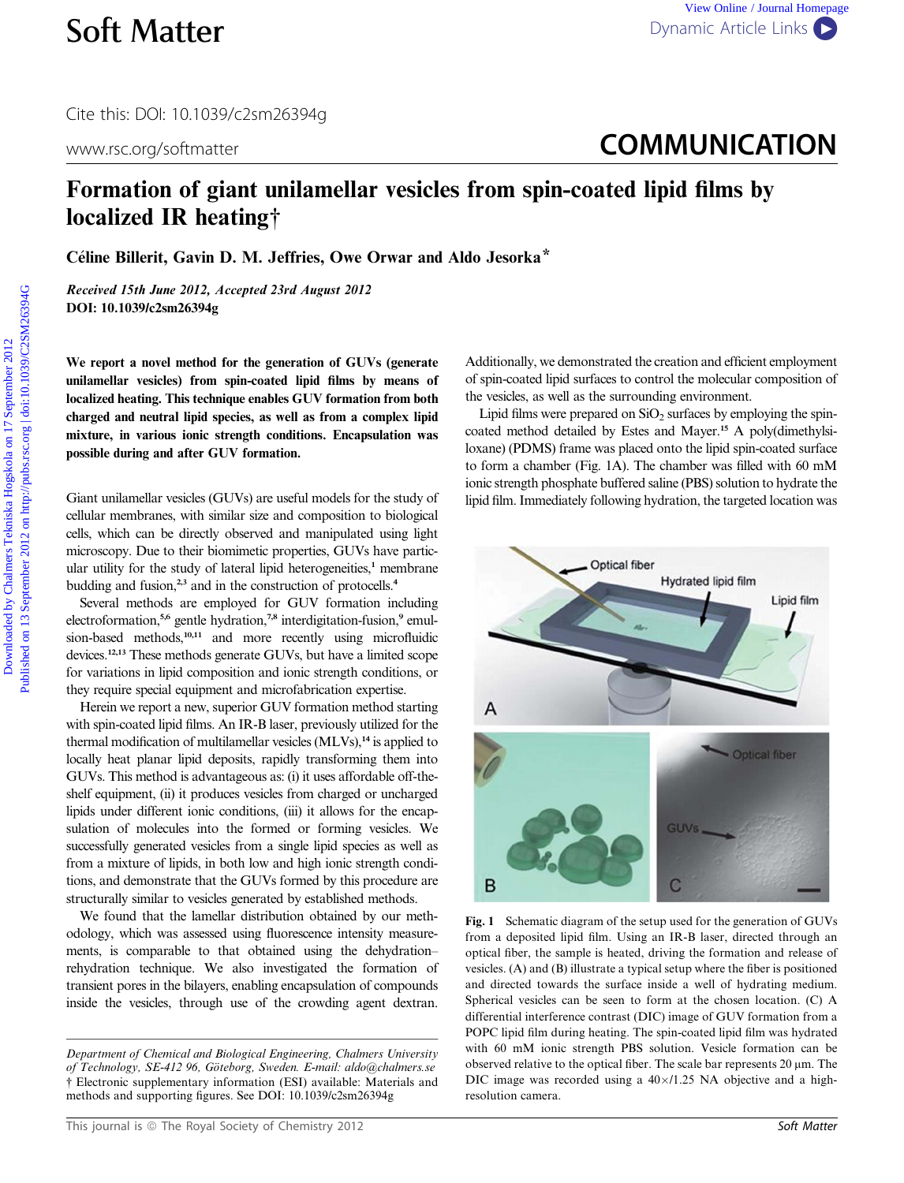# Formation of giant unilamellar vesicles from spin-coated lipid films by localized IR heating†

**Céline Billerit, Gavin D. M. Jeffries, Owe Orwar and Aldo Jesorka***

*Received 15th June 2012, Accepted 23rd August 2012*
**DOI: 10.1039/c2sm26394g**

**We report a novel method for the generation of GUVs (generate unilamellar vesicles) from spin-coated lipid films by means of localized heating. This technique enables GUV formation from both charged and neutral lipid species, as well as from a complex lipid mixture, in various ionic strength conditions. Encapsulation was possible during and after GUV formation.**

Giant unilamellar vesicles (GUVs) are useful models for the study of cellular membranes, with similar size and composition to biological cells, which can be directly observed and manipulated using light microscopy. Due to their biomimetic properties, GUVs have particular utility for the study of lateral lipid heterogeneities,[1] membrane budding and fusion,[2,3] and in the construction of protocells.[4]

Several methods are employed for GUV formation including electroformation,[5,6] gentle hydration,[7,8] interdigitation-fusion,[9] emulsion-based methods,[10,11] and more recently using microfluidic devices.[12,13] These methods generate GUVs, but have a limited scope for variations in lipid composition and ionic strength conditions, or they require special equipment and microfabrication expertise.

Herein we report a new, superior GUV formation method starting with spin-coated lipid films. An IR-B laser, previously utilized for the thermal modification of multilamellar vesicles (MLVs),[14] is applied to locally heat planar lipid deposits, rapidly transforming them into GUVs. This method is advantageous as: (i) it uses affordable off-the-shelf equipment, (ii) it produces vesicles from charged or uncharged lipids under different ionic conditions, (iii) it allows for the encapsulation of molecules into the formed or forming vesicles. We successfully generated vesicles from a single lipid species as well as from a mixture of lipids, in both low and high ionic strength conditions, and demonstrate that the GUVs formed by this procedure are structurally similar to vesicles generated by established methods.

We found that the lamellar distribution obtained by our methodology, which was assessed using fluorescence intensity measurements, is comparable to that obtained using the dehydration–rehydration technique. We also investigated the formation of transient pores in the bilayers, enabling encapsulation of compounds inside the vesicles, through use of the crowding agent dextran. Additionally, we demonstrated the creation and efficient employment of spin-coated lipid surfaces to control the molecular composition of the vesicles, as well as the surrounding environment.

Lipid films were prepared on $SiO_2$ surfaces by employing the spin-coated method detailed by Estes and Mayer.[15] A poly(dimethylsiloxane) (PDMS) frame was placed onto the lipid spin-coated surface to form a chamber (Fig. 1A). The chamber was filled with 60 mM ionic strength phosphate buffered saline (PBS) solution to hydrate the lipid film. Immediately following hydration, the targeted location was

Optical fiber
Hydrated lipid film
Lipid film
A
B
Optical fiber
GUVs
C

**Fig. 1** Schematic diagram of the setup used for the generation of GUVs from a deposited lipid film. Using an IR-B laser, directed through an optical fiber, the sample is heated, driving the formation and release of vesicles. (A) and (B) illustrate a typical setup where the fiber is positioned and directed towards the surface inside a well of hydrating medium. Spherical vesicles can be seen to form at the chosen location. (C) A differential interference contrast (DIC) image of GUV formation from a POPC lipid film during heating. The spin-coated lipid film was hydrated with 60 mM ionic strength PBS solution. Vesicle formation can be observed relative to the optical fiber. The scale bar represents 20 μm. The DIC image was recorded using a 40×/1.25 NA objective and a high-resolution camera.

Department of Chemical and Biological Engineering, Chalmers University of Technology, SE-412 96, Göteborg, Sweden. E-mail: aldo@chalmers.se
† Electronic supplementary information (ESI) available: Materials and methods and supporting figures. See DOI: 10.1039/c2sm26394g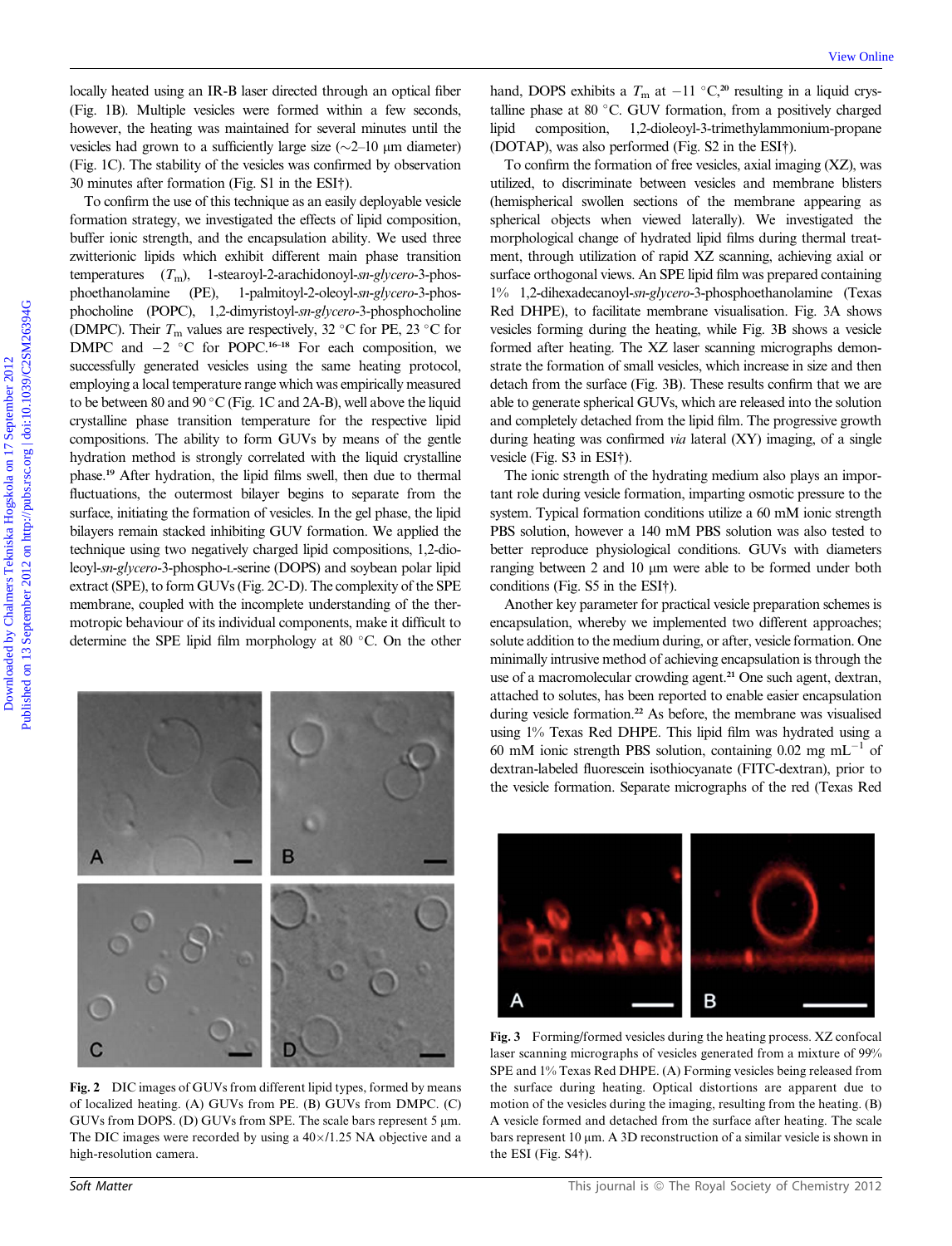locally heated using an IR-B laser directed through an optical fiber (Fig. 1B). Multiple vesicles were formed within a few seconds, however, the heating was maintained for several minutes until the vesicles had grown to a sufficiently large size (~2–10 μm diameter) (Fig. 1C). The stability of the vesicles was confirmed by observation 30 minutes after formation (Fig. S1 in the ESI†).

To confirm the use of this technique as an easily deployable vesicle formation strategy, we investigated the effects of lipid composition, buffer ionic strength, and the encapsulation ability. We used three zwitterionic lipids which exhibit different main phase transition temperatures ($T_m$), 1-stearoyl-2-arachidonoyl-*sn-glycero*-3-phosphoethanolamine (PE), 1-palmitoyl-2-oleoyl-*sn-glycero*-3-phosphocholine (POPC), 1,2-dimyristoyl-*sn-glycero*-3-phosphocholine (DMPC). Their $T_m$ values are respectively, 32 °C for PE, 23 °C for DMPC and −2 °C for POPC.[16–18] For each composition, we successfully generated vesicles using the same heating protocol, employing a local temperature range which was empirically measured to be between 80 and 90 °C (Fig. 1C and 2A-B), well above the liquid crystalline phase transition temperature for the respective lipid compositions. The ability to form GUVs by means of the gentle hydration method is strongly correlated with the liquid crystalline phase.[19] After hydration, the lipid films swell, then due to thermal fluctuations, the outermost bilayer begins to separate from the surface, initiating the formation of vesicles. In the gel phase, the lipid bilayers remain stacked inhibiting GUV formation. We applied the technique using two negatively charged lipid compositions, 1,2-dioleoyl-*sn-glycero*-3-phospho-L-serine (DOPS) and soybean polar lipid extract (SPE), to form GUVs (Fig. 2C-D). The complexity of the SPE membrane, coupled with the incomplete understanding of the thermotropic behaviour of its individual components, make it difficult to determine the SPE lipid film morphology at 80 °C. On the other hand, DOPS exhibits a $T_m$ at −11 °C,[20] resulting in a liquid crystalline phase at 80 °C. GUV formation, from a positively charged lipid composition, 1,2-dioleoyl-3-trimethylammonium-propane (DOTAP), was also performed (Fig. S2 in the ESI†).

Fig. 2 DIC images of GUVs from different lipid types, formed by means of localized heating. (A) GUVs from PE. (B) GUVs from DMPC. (C) GUVs from DOPS. (D) GUVs from SPE. The scale bars represent 5 μm. The DIC images were recorded by using a 40×/1.25 NA objective and a high-resolution camera.

To confirm the formation of free vesicles, axial imaging (XZ), was utilized, to discriminate between vesicles and membrane blisters (hemispherical swollen sections of the membrane appearing as spherical objects when viewed laterally). We investigated the morphological change of hydrated lipid films during thermal treatment, through utilization of rapid XZ scanning, achieving axial or surface orthogonal views. An SPE lipid film was prepared containing 1% 1,2-dihexadecanoyl-*sn-glycero*-3-phosphoethanolamine (Texas Red DHPE), to facilitate membrane visualisation. Fig. 3A shows vesicles forming during the heating, while Fig. 3B shows a vesicle formed after heating. The XZ laser scanning micrographs demonstrate the formation of small vesicles, which increase in size and then detach from the surface (Fig. 3B). These results confirm that we are able to generate spherical GUVs, which are released into the solution and completely detached from the lipid film. The progressive growth during heating was confirmed *via* lateral (XY) imaging, of a single vesicle (Fig. S3 in ESI†).

The ionic strength of the hydrating medium also plays an important role during vesicle formation, imparting osmotic pressure to the system. Typical formation conditions utilize a 60 mM ionic strength PBS solution, however a 140 mM PBS solution was also tested to better reproduce physiological conditions. GUVs with diameters ranging between 2 and 10 μm were able to be formed under both conditions (Fig. S5 in the ESI†).

Another key parameter for practical vesicle preparation schemes is encapsulation, whereby we implemented two different approaches; solute addition to the medium during, or after, vesicle formation. One minimally intrusive method of achieving encapsulation is through the use of a macromolecular crowding agent.[21] One such agent, dextran, attached to solutes, has been reported to enable easier encapsulation during vesicle formation.[22] As before, the membrane was visualised using 1% Texas Red DHPE. This lipid film was hydrated using a 60 mM ionic strength PBS solution, containing 0.02 mg mL$^{-1}$ of dextran-labeled fluorescein isothiocyanate (FITC-dextran), prior to the vesicle formation. Separate micrographs of the red (Texas Red

Fig. 3 Forming/formed vesicles during the heating process. XZ confocal laser scanning micrographs of vesicles generated from a mixture of 99% SPE and 1% Texas Red DHPE. (A) Forming vesicles being released from the surface during heating. Optical distortions are apparent due to motion of the vesicles during the imaging, resulting from the heating. (B) A vesicle formed and detached from the surface after heating. The scale bars represent 10 μm. A 3D reconstruction of a similar vesicle is shown in the ESI (Fig. S4†).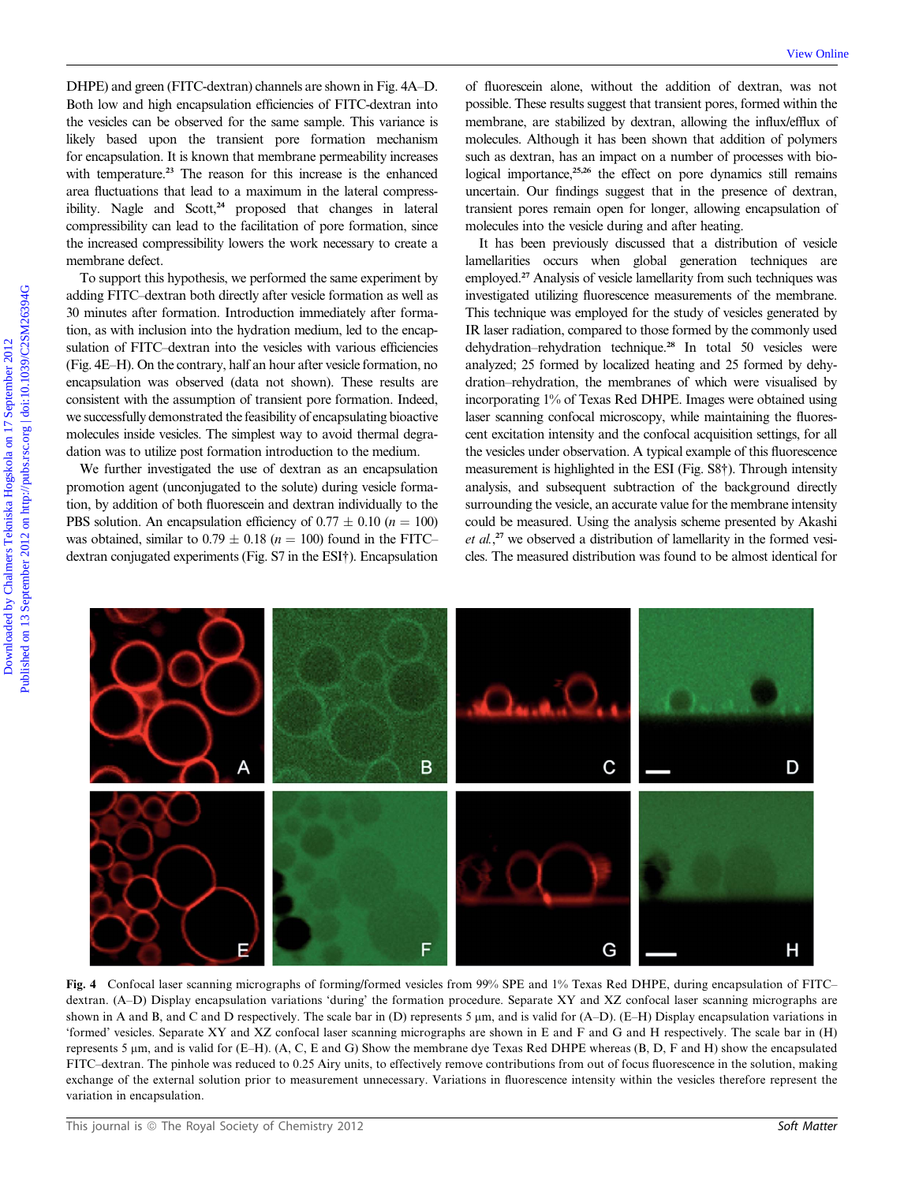DHPE) and green (FITC-dextran) channels are shown in Fig. 4A–D. Both low and high encapsulation efficiencies of FITC-dextran into the vesicles can be observed for the same sample. This variance is likely based upon the transient pore formation mechanism for encapsulation. It is known that membrane permeability increases with temperature.[23] The reason for this increase is the enhanced area fluctuations that lead to a maximum in the lateral compressibility. Nagle and Scott,[24] proposed that changes in lateral compressibility can lead to the facilitation of pore formation, since the increased compressibility lowers the work necessary to create a membrane defect.

To support this hypothesis, we performed the same experiment by adding FITC–dextran both directly after vesicle formation as well as 30 minutes after formation. Introduction immediately after formation, as with inclusion into the hydration medium, led to the encapsulation of FITC–dextran into the vesicles with various efficiencies (Fig. 4E–H). On the contrary, half an hour after vesicle formation, no encapsulation was observed (data not shown). These results are consistent with the assumption of transient pore formation. Indeed, we successfully demonstrated the feasibility of encapsulating bioactive molecules inside vesicles. The simplest way to avoid thermal degradation was to utilize post formation introduction to the medium.

We further investigated the use of dextran as an encapsulation promotion agent (unconjugated to the solute) during vesicle formation, by addition of both fluorescein and dextran individually to the PBS solution. An encapsulation efficiency of $0.77 \pm 0.10$ ($n = 100$) was obtained, similar to $0.79 \pm 0.18$ ($n = 100$) found in the FITC–dextran conjugated experiments (Fig. S7 in the ESI†). Encapsulation of fluorescein alone, without the addition of dextran, was not possible. These results suggest that transient pores, formed within the membrane, are stabilized by dextran, allowing the influx/efflux of molecules. Although it has been shown that addition of polymers such as dextran, has an impact on a number of processes with biological importance,[25,26] the effect on pore dynamics still remains uncertain. Our findings suggest that in the presence of dextran, transient pores remain open for longer, allowing encapsulation of molecules into the vesicle during and after heating.

It has been previously discussed that a distribution of vesicle lamellarities occurs when global generation techniques are employed.[27] Analysis of vesicle lamellarity from such techniques was investigated utilizing fluorescence measurements of the membrane. This technique was employed for the study of vesicles generated by IR laser radiation, compared to those formed by the commonly used dehydration–rehydration technique.[28] In total 50 vesicles were analyzed; 25 formed by localized heating and 25 formed by dehydration–rehydration, the membranes of which were visualised by incorporating 1% of Texas Red DHPE. Images were obtained using laser scanning confocal microscopy, while maintaining the fluorescent excitation intensity and the confocal acquisition settings, for all the vesicles under observation. A typical example of this fluorescence measurement is highlighted in the ESI (Fig. S8†). Through intensity analysis, and subsequent subtraction of the background directly surrounding the vesicle, an accurate value for the membrane intensity could be measured. Using the analysis scheme presented by Akashi *et al.*,[27] we observed a distribution of lamellarity in the formed vesicles. The measured distribution was found to be almost identical for

**Fig. 4** Confocal laser scanning micrographs of forming/formed vesicles from 99% SPE and 1% Texas Red DHPE, during encapsulation of FITC–dextran. (A–D) Display encapsulation variations 'during' the formation procedure. Separate XY and XZ confocal laser scanning micrographs are shown in A and B, and C and D respectively. The scale bar in (D) represents 5 µm, and is valid for (A–D). (E–H) Display encapsulation variations in 'formed' vesicles. Separate XY and XZ confocal laser scanning micrographs are shown in E and F and G and H respectively. The scale bar in (H) represents 5 µm, and is valid for (E–H). (A, C, E and G) Show the membrane dye Texas Red DHPE whereas (B, D, F and H) show the encapsulated FITC–dextran. The pinhole was reduced to 0.25 Airy units, to effectively remove contributions from out of focus fluorescence in the solution, making exchange of the external solution prior to measurement unnecessary. Variations in fluorescence intensity within the vesicles therefore represent the variation in encapsulation.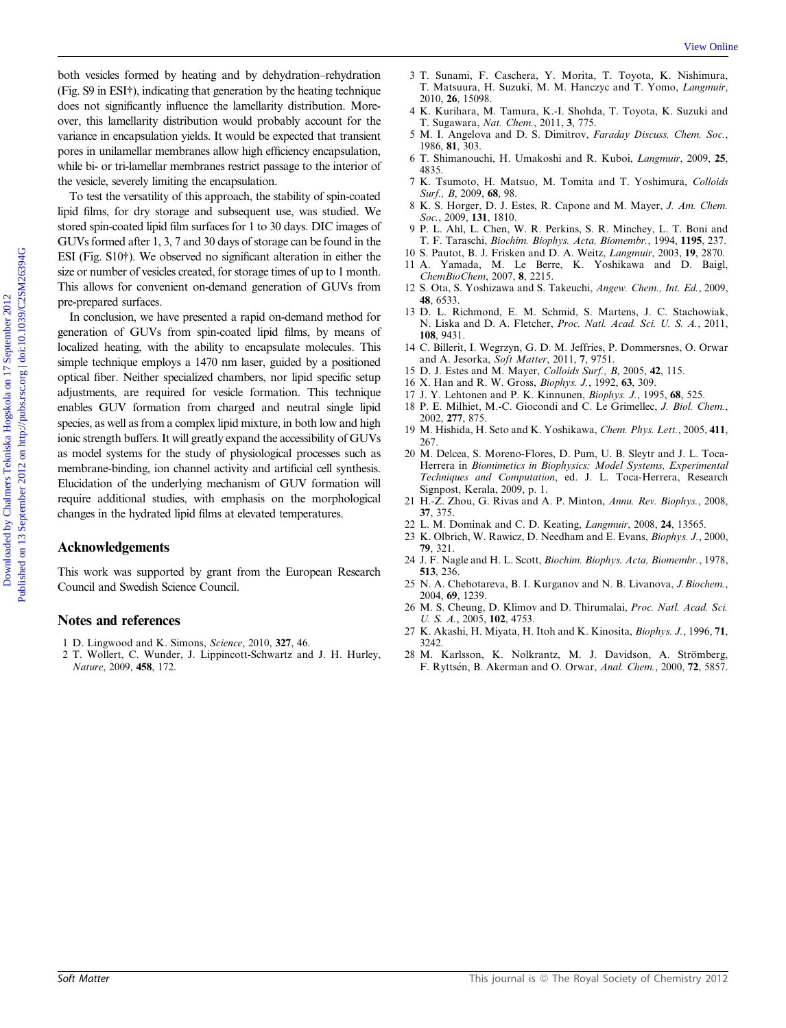both vesicles formed by heating and by dehydration–rehydration (Fig. S9 in ESI†), indicating that generation by the heating technique does not significantly influence the lamellarity distribution. Moreover, this lamellarity distribution would probably account for the variance in encapsulation yields. It would be expected that transient pores in unilamellar membranes allow high efficiency encapsulation, while bi- or tri-lamellar membranes restrict passage to the interior of the vesicle, severely limiting the encapsulation.

To test the versatility of this approach, the stability of spin-coated lipid films, for dry storage and subsequent use, was studied. We stored spin-coated lipid film surfaces for 1 to 30 days. DIC images of GUVs formed after 1, 3, 7 and 30 days of storage can be found in the ESI (Fig. S10†). We observed no significant alteration in either the size or number of vesicles created, for storage times of up to 1 month. This allows for convenient on-demand generation of GUVs from pre-prepared surfaces.

In conclusion, we have presented a rapid on-demand method for generation of GUVs from spin-coated lipid films, by means of localized heating, with the ability to encapsulate molecules. This simple technique employs a 1470 nm laser, guided by a positioned optical fiber. Neither specialized chambers, nor lipid specific setup adjustments, are required for vesicle formation. This technique enables GUV formation from charged and neutral single lipid species, as well as from a complex lipid mixture, in both low and high ionic strength buffers. It will greatly expand the accessibility of GUVs as model systems for the study of physiological processes such as membrane-binding, ion channel activity and artificial cell synthesis. Elucidation of the underlying mechanism of GUV formation will require additional studies, with emphasis on the morphological changes in the hydrated lipid films at elevated temperatures.

## Acknowledgements

This work was supported by grant from the European Research Council and Swedish Science Council.

## Notes and references

1. D. Lingwood and K. Simons, *Science*, 2010, **327**, 46.
2. T. Wollert, C. Wunder, J. Lippincott-Schwartz and J. H. Hurley, *Nature*, 2009, **458**, 172.
3. T. Sunami, F. Caschera, Y. Morita, T. Toyota, K. Nishimura, T. Matsuura, H. Suzuki, M. M. Hanczyc and T. Yomo, *Langmuir*, 2010, **26**, 15098.
4. K. Kurihara, M. Tamura, K.-I. Shohda, T. Toyota, K. Suzuki and T. Sugawara, *Nat. Chem.*, 2011, **3**, 775.
5. M. I. Angelova and D. S. Dimitrov, *Faraday Discuss. Chem. Soc.*, 1986, **81**, 303.
6. T. Shimanouchi, H. Umakoshi and R. Kuboi, *Langmuir*, 2009, **25**, 4835.
7. K. Tsumoto, H. Matsuo, M. Tomita and T. Yoshimura, *Colloids Surf., B*, 2009, **68**, 98.
8. K. S. Horger, D. J. Estes, R. Capone and M. Mayer, *J. Am. Chem. Soc.*, 2009, **131**, 1810.
9. P. L. Ahl, L. Chen, W. R. Perkins, S. R. Minchey, L. T. Boni and T. F. Taraschi, *Biochim. Biophys. Acta, Biomembr.*, 1994, **1195**, 237.
10. S. Pautot, B. J. Frisken and D. A. Weitz, *Langmuir*, 2003, **19**, 2870.
11. A. Yamada, M. Le Berre, K. Yoshikawa and D. Baigl, *ChemBioChem*, 2007, **8**, 2215.
12. S. Ota, S. Yoshizawa and S. Takeuchi, *Angew. Chem., Int. Ed.*, 2009, **48**, 6533.
13. D. L. Richmond, E. M. Schmid, S. Martens, J. C. Stachowiak, N. Liska and D. A. Fletcher, *Proc. Natl. Acad. Sci. U. S. A.*, 2011, **108**, 9431.
14. C. Billerit, I. Wegrzyn, G. D. M. Jeffries, P. Dommersnes, O. Orwar and A. Jesorka, *Soft Matter*, 2011, **7**, 9751.
15. D. J. Estes and M. Mayer, *Colloids Surf., B*, 2005, **42**, 115.
16. X. Han and R. W. Gross, *Biophys. J.*, 1992, **63**, 309.
17. J. Y. Lehtonen and P. K. Kinnunen, *Biophys. J.*, 1995, **68**, 525.
18. P. E. Milhiet, M.-C. Giocondi and C. Le Grimellec, *J. Biol. Chem.*, 2002, **277**, 875.
19. M. Hishida, H. Seto and K. Yoshikawa, *Chem. Phys. Lett.*, 2005, **411**, 267.
20. M. Delcea, S. Moreno-Flores, D. Pum, U. B. Sleytr and J. L. Toca-Herrera in *Biomimetics in Biophysics: Model Systems, Experimental Techniques and Computation*, ed. J. L. Toca-Herrera, Research Signpost, Kerala, 2009, p. 1.
21. H.-Z. Zhou, G. Rivas and A. P. Minton, *Annu. Rev. Biophys.*, 2008, **37**, 375.
22. L. M. Dominak and C. D. Keating, *Langmuir*, 2008, **24**, 13565.
23. K. Olbrich, W. Rawicz, D. Needham and E. Evans, *Biophys. J.*, 2000, **79**, 321.
24. J. F. Nagle and H. L. Scott, *Biochim. Biophys. Acta, Biomembr.*, 1978, **513**, 236.
25. N. A. Chebotareva, B. I. Kurganov and N. B. Livanova, *J. Biochem.*, 2004, **69**, 1239.
26. M. S. Cheung, D. Klimov and D. Thirumalai, *Proc. Natl. Acad. Sci. U. S. A.*, 2005, **102**, 4753.
27. K. Akashi, H. Miyata, H. Itoh and K. Kinosita, *Biophys. J.*, 1996, **71**, 3242.
28. M. Karlsson, K. Nolkrantz, M. J. Davidson, A. Strömberg, F. Ryttsén, B. Akerman and O. Orwar, *Anal. Chem.*, 2000, **72**, 5857.